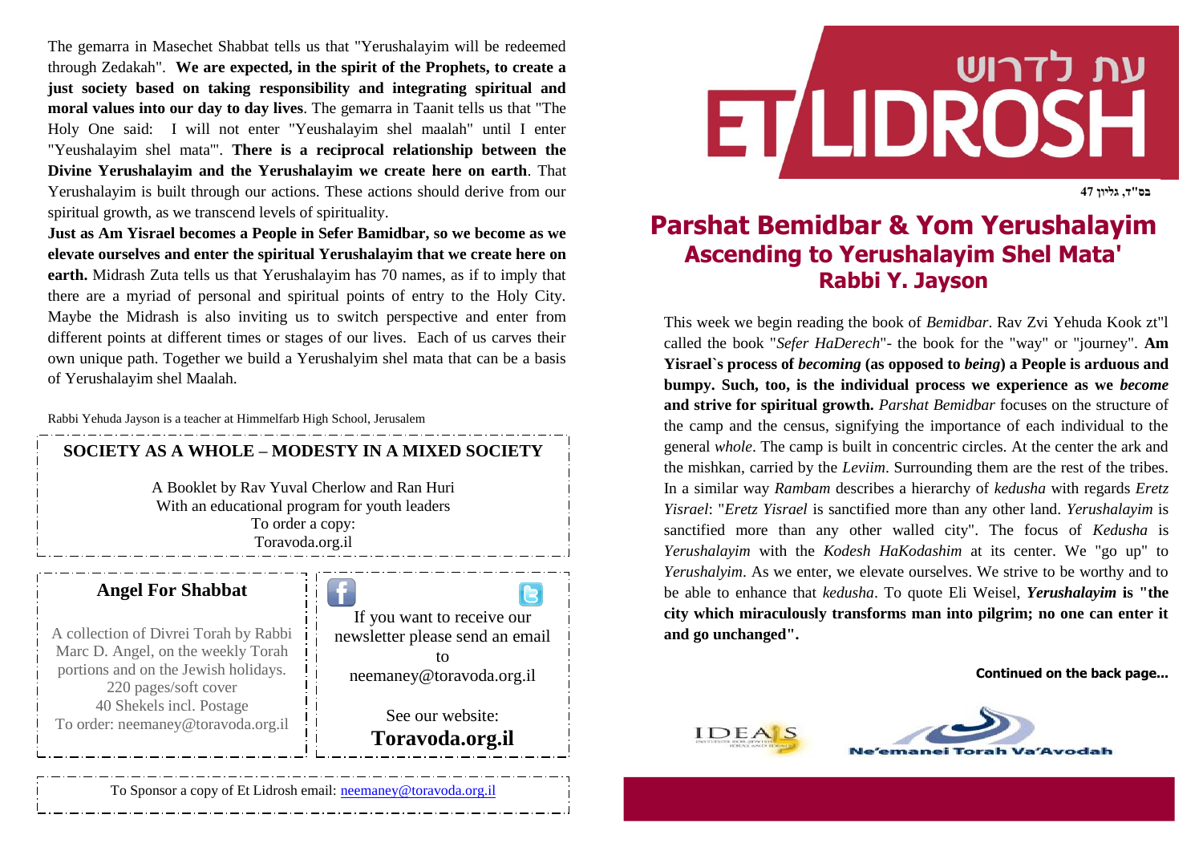# עת לדרוש
# ET LIDROSH

בס"ד, גליון 47

## Parshat Bemidbar & Yom Yerushalayim
### Ascending to Yerushalayim Shel Mata'
### Rabbi Y. Jayson

This week we begin reading the book of *Bemidbar*. Rav Zvi Yehuda Kook zt"l called the book "*Sefer HaDerech*"- the book for the "way" or "journey". **Am Yisrael`s process of *becoming* (as opposed to *being*) a People is arduous and bumpy. Such, too, is the individual process we experience as we *become* and strive for spiritual growth.** *Parshat Bemidbar* focuses on the structure of the camp and the census, signifying the importance of each individual to the general *whole*. The camp is built in concentric circles. At the center the ark and the mishkan, carried by the *Leviim*. Surrounding them are the rest of the tribes. In a similar way *Rambam* describes a hierarchy of *kedusha* with regards *Eretz Yisrael*: "*Eretz Yisrael* is sanctified more than any other land. *Yerushalayim* is sanctified more than any other walled city". The focus of *Kedusha* is *Yerushalayim* with the *Kodesh HaKodashim* at its center. We "go up" to *Yerushalyim*. As we enter, we elevate ourselves. We strive to be worthy and to be able to enhance that *kedusha*. To quote Eli Weisel, ***Yerushalayim* is "the city which miraculously transforms man into pilgrim; no one can enter it and go unchanged".**

**Continued on the back page...**

The gemarra in Masechet Shabbat tells us that "Yerushalayim will be redeemed through Zedakah". **We are expected, in the spirit of the Prophets, to create a just society based on taking responsibility and integrating spiritual and moral values into our day to day lives**. The gemarra in Taanit tells us that "The Holy One said: I will not enter "Yeushalayim shel maalah" until I enter "Yeushalayim shel mata"'. **There is a reciprocal relationship between the Divine Yerushalayim and the Yerushalayim we create here on earth**. That Yerushalayim is built through our actions. These actions should derive from our spiritual growth, as we transcend levels of spirituality.

**Just as Am Yisrael becomes a People in Sefer Bamidbar, so we become as we elevate ourselves and enter the spiritual Yerushalayim that we create here on earth.** Midrash Zuta tells us that Yerushalayim has 70 names, as if to imply that there are a myriad of personal and spiritual points of entry to the Holy City. Maybe the Midrash is also inviting us to switch perspective and enter from different points at different times or stages of our lives. Each of us carves their own unique path. Together we build a Yerushalyim shel mata that can be a basis of Yerushalayim shel Maalah.

Rabbi Yehuda Jayson is a teacher at Himmelfarb High School, Jerusalem

**SOCIETY AS A WHOLE – MODESTY IN A MIXED SOCIETY**

A Booklet by Rav Yuval Cherlow and Ran Huri
With an educational program for youth leaders
To order a copy:
Toravoda.org.il

**Angel For Shabbat**

A collection of Divrei Torah by Rabbi Marc D. Angel, on the weekly Torah portions and on the Jewish holidays.
220 pages/soft cover
40 Shekels incl. Postage
To order: neemaney@toravoda.org.il

If you want to receive our newsletter please send an email to
neemaney@toravoda.org.il

See our website:
**Toravoda.org.il**

To Sponsor a copy of Et Lidrosh email: neemaney@toravoda.org.il

IDEALS — Ne'emanei Torah Va'Avodah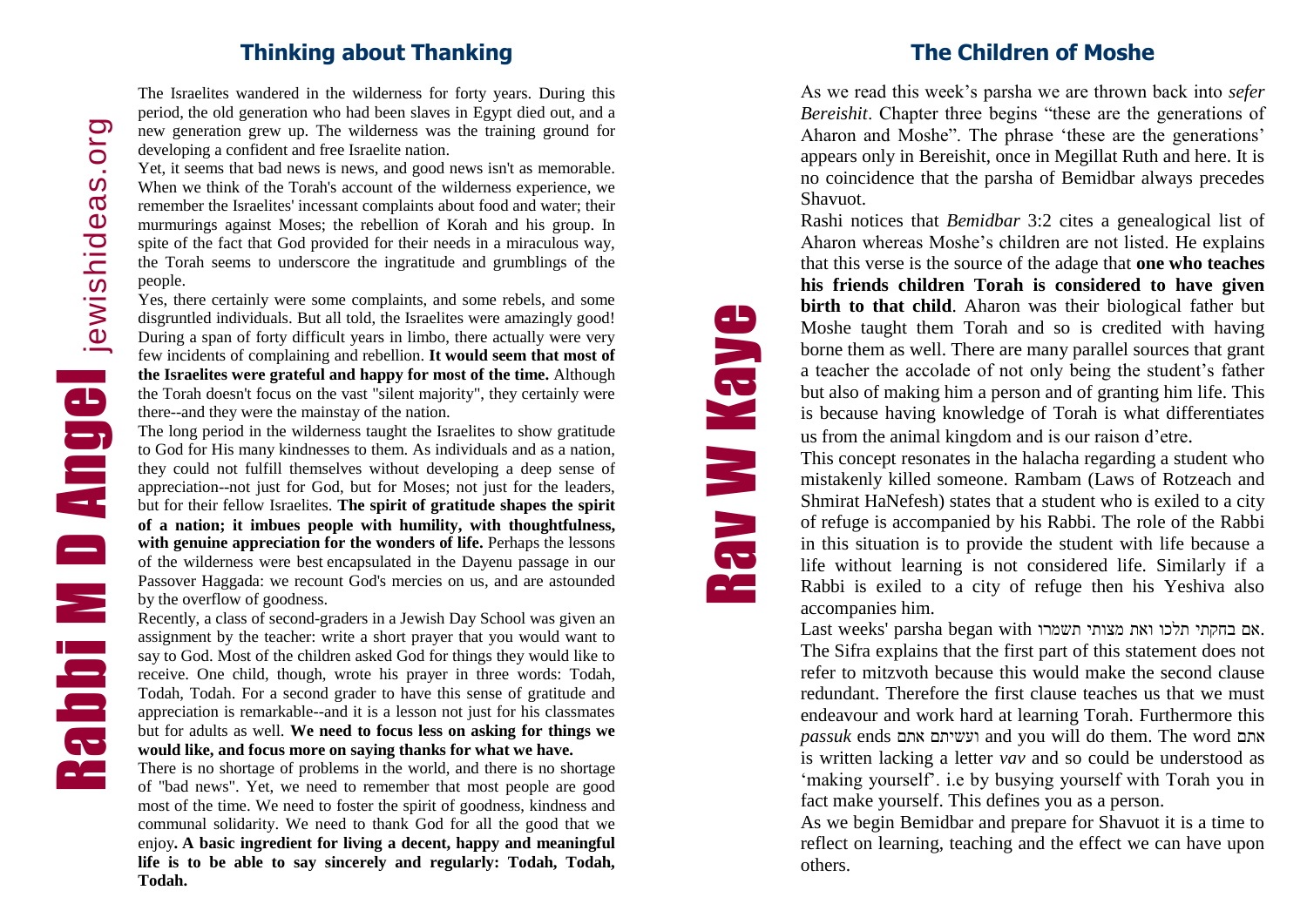## Thinking about Thanking

**Rabbi M D Angel** jewishideas.org

The Israelites wandered in the wilderness for forty years. During this period, the old generation who had been slaves in Egypt died out, and a new generation grew up. The wilderness was the training ground for developing a confident and free Israelite nation.

Yet, it seems that bad news is news, and good news isn't as memorable. When we think of the Torah's account of the wilderness experience, we remember the Israelites' incessant complaints about food and water; their murmurings against Moses; the rebellion of Korah and his group. In spite of the fact that God provided for their needs in a miraculous way, the Torah seems to underscore the ingratitude and grumblings of the people.

Yes, there certainly were some complaints, and some rebels, and some disgruntled individuals. But all told, the Israelites were amazingly good! During a span of forty difficult years in limbo, there actually were very few incidents of complaining and rebellion. **It would seem that most of the Israelites were grateful and happy for most of the time.** Although the Torah doesn't focus on the vast "silent majority", they certainly were there--and they were the mainstay of the nation.

The long period in the wilderness taught the Israelites to show gratitude to God for His many kindnesses to them. As individuals and as a nation, they could not fulfill themselves without developing a deep sense of appreciation--not just for God, but for Moses; not just for the leaders, but for their fellow Israelites. **The spirit of gratitude shapes the spirit of a nation; it imbues people with humility, with thoughtfulness, with genuine appreciation for the wonders of life.** Perhaps the lessons of the wilderness were best encapsulated in the Dayenu passage in our Passover Haggada: we recount God's mercies on us, and are astounded by the overflow of goodness.

Recently, a class of second-graders in a Jewish Day School was given an assignment by the teacher: write a short prayer that you would want to say to God. Most of the children asked God for things they would like to receive. One child, though, wrote his prayer in three words: Todah, Todah, Todah. For a second grader to have this sense of gratitude and appreciation is remarkable--and it is a lesson not just for his classmates but for adults as well. **We need to focus less on asking for things we would like, and focus more on saying thanks for what we have.**

There is no shortage of problems in the world, and there is no shortage of "bad news". Yet, we need to remember that most people are good most of the time. We need to foster the spirit of goodness, kindness and communal solidarity. We need to thank God for all the good that we enjoy**. A basic ingredient for living a decent, happy and meaningful life is to be able to say sincerely and regularly: Todah, Todah, Todah.**

## The Children of Moshe

**Rav W Kaye**

As we read this week's parsha we are thrown back into *sefer Bereishit*. Chapter three begins "these are the generations of Aharon and Moshe". The phrase 'these are the generations' appears only in Bereishit, once in Megillat Ruth and here. It is no coincidence that the parsha of Bemidbar always precedes Shavuot.

Rashi notices that *Bemidbar* 3:2 cites a genealogical list of Aharon whereas Moshe's children are not listed. He explains that this verse is the source of the adage that **one who teaches his friends children Torah is considered to have given birth to that child**. Aharon was their biological father but Moshe taught them Torah and so is credited with having borne them as well. There are many parallel sources that grant a teacher the accolade of not only being the student's father but also of making him a person and of granting him life. This is because having knowledge of Torah is what differentiates us from the animal kingdom and is our raison d'etre.

This concept resonates in the halacha regarding a student who mistakenly killed someone. Rambam (Laws of Rotzeach and Shmirat HaNefesh) states that a student who is exiled to a city of refuge is accompanied by his Rabbi. The role of the Rabbi in this situation is to provide the student with life because a life without learning is not considered life. Similarly if a Rabbi is exiled to a city of refuge then his Yeshiva also accompanies him.

Last weeks' parsha began with אם בחקתי תלכו ואת מצותי תשמרו. The Sifra explains that the first part of this statement does not refer to mitzvoth because this would make the second clause redundant. Therefore the first clause teaches us that we must endeavour and work hard at learning Torah. Furthermore this *passuk* ends ועשיתם אתם and you will do them. The word אתם is written lacking a letter *vav* and so could be understood as 'making yourself'. i.e by busying yourself with Torah you in fact make yourself. This defines you as a person.

As we begin Bemidbar and prepare for Shavuot it is a time to reflect on learning, teaching and the effect we can have upon others.